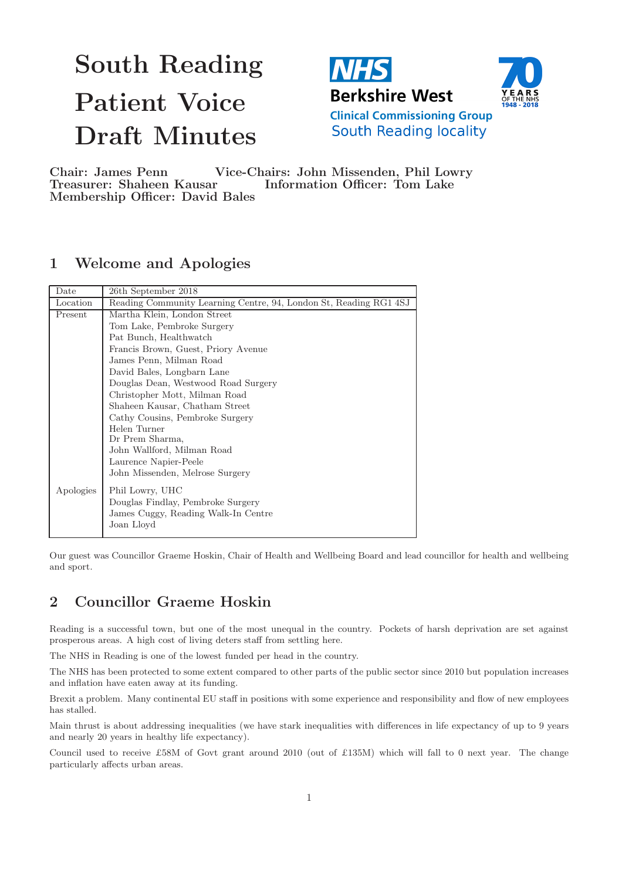# South Reading Patient Voice Draft Minutes

NHS Berkshire West Clinical Commissioning Group South Reading locality

70 YEARS OF THE NHS 1948 - 2018

**Chair: James Penn** **Vice-Chairs: John Missenden, Phil Lowry**
**Treasurer: Shaheen Kausar** **Information Officer: Tom Lake**
**Membership Officer: David Bales**

## 1 Welcome and Apologies

| Date | 26th September 2018 |
|---|---|
| Location | Reading Community Learning Centre, 94, London St, Reading RG1 4SJ |
| Present | Martha Klein, London Street<br>Tom Lake, Pembroke Surgery<br>Pat Bunch, Healthwatch<br>Francis Brown, Guest, Priory Avenue<br>James Penn, Milman Road<br>David Bales, Longbarn Lane<br>Douglas Dean, Westwood Road Surgery<br>Christopher Mott, Milman Road<br>Shaheen Kausar, Chatham Street<br>Cathy Cousins, Pembroke Surgery<br>Helen Turner<br>Dr Prem Sharma,<br>John Wallford, Milman Road<br>Laurence Napier-Peele<br>John Missenden, Melrose Surgery |
| Apologies | Phil Lowry, UHC<br>Douglas Findlay, Pembroke Surgery<br>James Cuggy, Reading Walk-In Centre<br>Joan Lloyd |

Our guest was Councillor Graeme Hoskin, Chair of Health and Wellbeing Board and lead councillor for health and wellbeing and sport.

## 2 Councillor Graeme Hoskin

Reading is a successful town, but one of the most unequal in the country. Pockets of harsh deprivation are set against prosperous areas. A high cost of living deters staff from settling here.

The NHS in Reading is one of the lowest funded per head in the country.

The NHS has been protected to some extent compared to other parts of the public sector since 2010 but population increases and inflation have eaten away at its funding.

Brexit a problem. Many continental EU staff in positions with some experience and responsibility and flow of new employees has stalled.

Main thrust is about addressing inequalities (we have stark inequalities with differences in life expectancy of up to 9 years and nearly 20 years in healthy life expectancy).

Council used to receive £58M of Govt grant around 2010 (out of £135M) which will fall to 0 next year. The change particularly affects urban areas.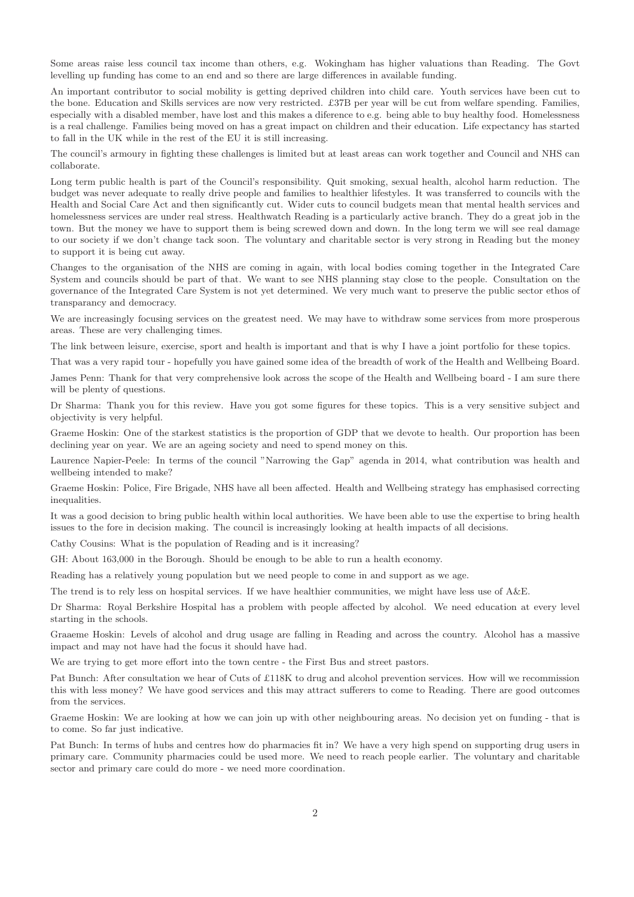Some areas raise less council tax income than others, e.g. Wokingham has higher valuations than Reading. The Govt levelling up funding has come to an end and so there are large differences in available funding.

An important contributor to social mobility is getting deprived children into child care. Youth services have been cut to the bone. Education and Skills services are now very restricted. £37B per year will be cut from welfare spending. Families, especially with a disabled member, have lost and this makes a diference to e.g. being able to buy healthy food. Homelessness is a real challenge. Families being moved on has a great impact on children and their education. Life expectancy has started to fall in the UK while in the rest of the EU it is still increasing.

The council's armoury in fighting these challenges is limited but at least areas can work together and Council and NHS can collaborate.

Long term public health is part of the Council's responsibility. Quit smoking, sexual health, alcohol harm reduction. The budget was never adequate to really drive people and families to healthier lifestyles. It was transferred to councils with the Health and Social Care Act and then significantly cut. Wider cuts to council budgets mean that mental health services and homelessness services are under real stress. Healthwatch Reading is a particularly active branch. They do a great job in the town. But the money we have to support them is being screwed down and down. In the long term we will see real damage to our society if we don't change tack soon. The voluntary and charitable sector is very strong in Reading but the money to support it is being cut away.

Changes to the organisation of the NHS are coming in again, with local bodies coming together in the Integrated Care System and councils should be part of that. We want to see NHS planning stay close to the people. Consultation on the governance of the Integrated Care System is not yet determined. We very much want to preserve the public sector ethos of transparancy and democracy.

We are increasingly focusing services on the greatest need. We may have to withdraw some services from more prosperous areas. These are very challenging times.

The link between leisure, exercise, sport and health is important and that is why I have a joint portfolio for these topics.

That was a very rapid tour - hopefully you have gained some idea of the breadth of work of the Health and Wellbeing Board.

James Penn: Thank for that very comprehensive look across the scope of the Health and Wellbeing board - I am sure there will be plenty of questions.

Dr Sharma: Thank you for this review. Have you got some figures for these topics. This is a very sensitive subject and objectivity is very helpful.

Graeme Hoskin: One of the starkest statistics is the proportion of GDP that we devote to health. Our proportion has been declining year on year. We are an ageing society and need to spend money on this.

Laurence Napier-Peele: In terms of the council "Narrowing the Gap" agenda in 2014, what contribution was health and wellbeing intended to make?

Graeme Hoskin: Police, Fire Brigade, NHS have all been affected. Health and Wellbeing strategy has emphasised correcting inequalities.

It was a good decision to bring public health within local authorities. We have been able to use the expertise to bring health issues to the fore in decision making. The council is increasingly looking at health impacts of all decisions.

Cathy Cousins: What is the population of Reading and is it increasing?

GH: About 163,000 in the Borough. Should be enough to be able to run a health economy.

Reading has a relatively young population but we need people to come in and support as we age.

The trend is to rely less on hospital services. If we have healthier communities, we might have less use of A&E.

Dr Sharma: Royal Berkshire Hospital has a problem with people affected by alcohol. We need education at every level starting in the schools.

Graaeme Hoskin: Levels of alcohol and drug usage are falling in Reading and across the country. Alcohol has a massive impact and may not have had the focus it should have had.

We are trying to get more effort into the town centre - the First Bus and street pastors.

Pat Bunch: After consultation we hear of Cuts of £118K to drug and alcohol prevention services. How will we recommission this with less money? We have good services and this may attract sufferers to come to Reading. There are good outcomes from the services.

Graeme Hoskin: We are looking at how we can join up with other neighbouring areas. No decision yet on funding - that is to come. So far just indicative.

Pat Bunch: In terms of hubs and centres how do pharmacies fit in? We have a very high spend on supporting drug users in primary care. Community pharmacies could be used more. We need to reach people earlier. The voluntary and charitable sector and primary care could do more - we need more coordination.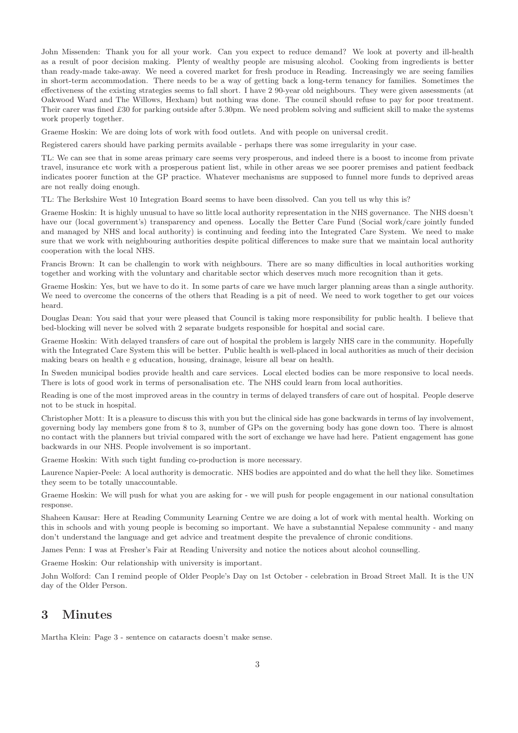John Missenden: Thank you for all your work. Can you expect to reduce demand? We look at poverty and ill-health as a result of poor decision making. Plenty of wealthy people are misusing alcohol. Cooking from ingredients is better than ready-made take-away. We need a covered market for fresh produce in Reading. Increasingly we are seeing families in short-term accommodation. There needs to be a way of getting back a long-term tenancy for families. Sometimes the effectiveness of the existing strategies seems to fall short. I have 2 90-year old neighbours. They were given assessments (at Oakwood Ward and The Willows, Hexham) but nothing was done. The council should refuse to pay for poor treatment. Their carer was fined £30 for parking outside after 5.30pm. We need problem solving and sufficient skill to make the systems work properly together.

Graeme Hoskin: We are doing lots of work with food outlets. And with people on universal credit.

Registered carers should have parking permits available - perhaps there was some irregularity in your case.

TL: We can see that in some areas primary care seems very prosperous, and indeed there is a boost to income from private travel, insurance etc work with a prosperous patient list, while in other areas we see poorer premises and patient feedback indicates poorer function at the GP practice. Whatever mechanisms are supposed to funnel more funds to deprived areas are not really doing enough.

TL: The Berkshire West 10 Integration Board seems to have been dissolved. Can you tell us why this is?

Graeme Hoskin: It is highly unusual to have so little local authority representation in the NHS governance. The NHS doesn't have our (local government's) transparency and openess. Locally the Better Care Fund (Social work/care jointly funded and managed by NHS and local authority) is continuing and feeding into the Integrated Care System. We need to make sure that we work with neighbouring authorities despite political differences to make sure that we maintain local authority cooperation with the local NHS.

Francis Brown: It can be challengin to work with neighbours. There are so many difficulties in local authorities working together and working with the voluntary and charitable sector which deserves much more recognition than it gets.

Graeme Hoskin: Yes, but we have to do it. In some parts of care we have much larger planning areas than a single authority. We need to overcome the concerns of the others that Reading is a pit of need. We need to work together to get our voices heard.

Douglas Dean: You said that your were pleased that Council is taking more responsibility for public health. I believe that bed-blocking will never be solved with 2 separate budgets responsible for hospital and social care.

Graeme Hoskin: With delayed transfers of care out of hospital the problem is largely NHS care in the community. Hopefully with the Integrated Care System this will be better. Public health is well-placed in local authorities as much of their decision making bears on health e g education, housing, drainage, leisure all bear on health.

In Sweden municipal bodies provide health and care services. Local elected bodies can be more responsive to local needs. There is lots of good work in terms of personalisation etc. The NHS could learn from local authorities.

Reading is one of the most improved areas in the country in terms of delayed transfers of care out of hospital. People deserve not to be stuck in hospital.

Christopher Mott: It is a pleasure to discuss this with you but the clinical side has gone backwards in terms of lay involvement, governing body lay members gone from 8 to 3, number of GPs on the governing body has gone down too. There is almost no contact with the planners but trivial compared with the sort of exchange we have had here. Patient engagement has gone backwards in our NHS. People involvement is so important.

Graeme Hoskin: With such tight funding co-production is more necessary.

Laurence Napier-Peele: A local authority is democratic. NHS bodies are appointed and do what the hell they like. Sometimes they seem to be totally unaccountable.

Graeme Hoskin: We will push for what you are asking for - we will push for people engagement in our national consultation response.

Shaheen Kausar: Here at Reading Community Learning Centre we are doing a lot of work with mental health. Working on this in schools and with young people is becoming so important. We have a substanntial Nepalese community - and many don't understand the language and get advice and treatment despite the prevalence of chronic conditions.

James Penn: I was at Fresher's Fair at Reading University and notice the notices about alcohol counselling.

Graeme Hoskin: Our relationship with university is important.

John Wolford: Can I remind people of Older People's Day on 1st October - celebration in Broad Street Mall. It is the UN day of the Older Person.

## 3 Minutes

Martha Klein: Page 3 - sentence on cataracts doesn't make sense.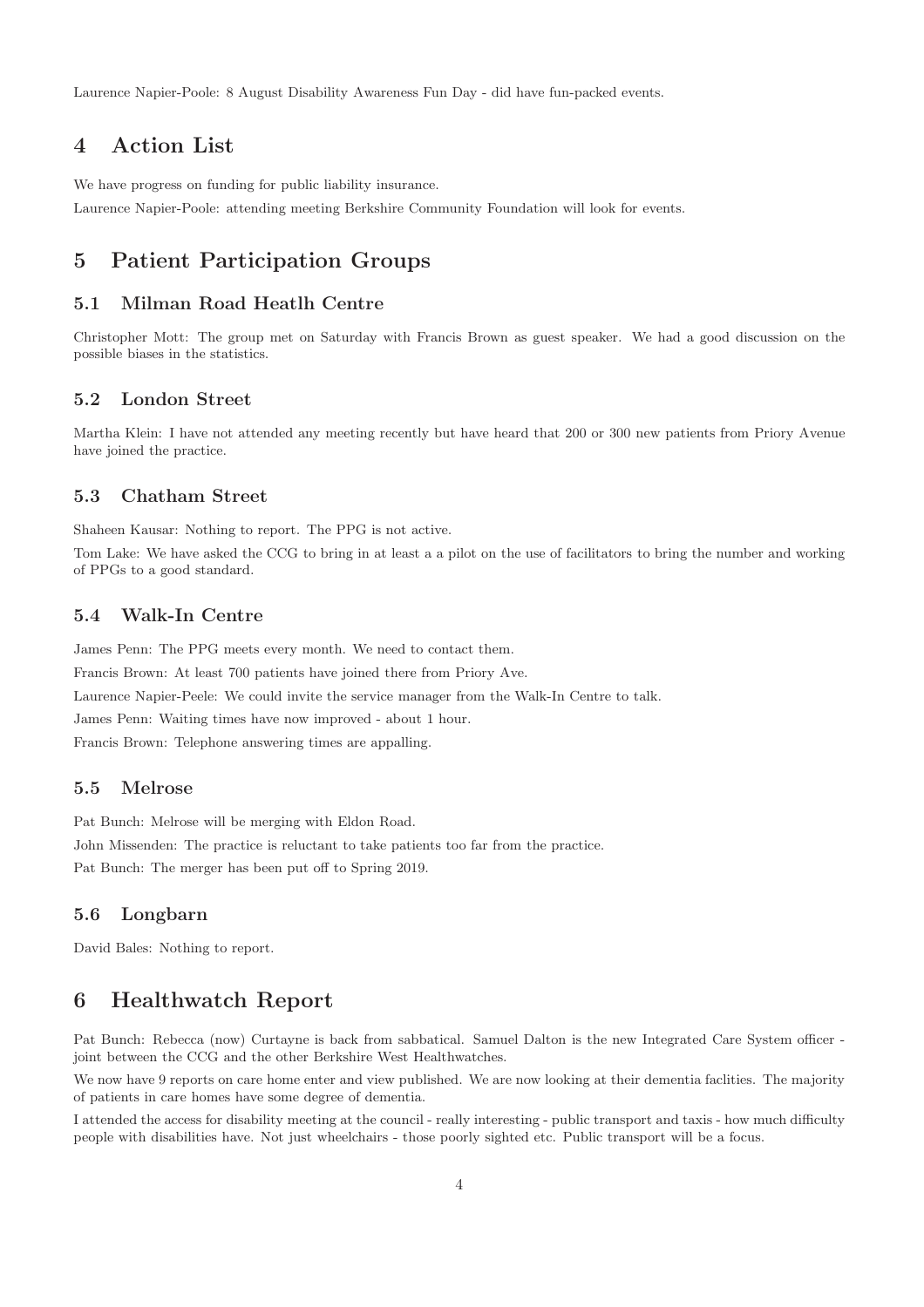Laurence Napier-Poole: 8 August Disability Awareness Fun Day - did have fun-packed events.

## 4 Action List

We have progress on funding for public liability insurance.

Laurence Napier-Poole: attending meeting Berkshire Community Foundation will look for events.

## 5 Patient Participation Groups

### 5.1 Milman Road Heatlh Centre

Christopher Mott: The group met on Saturday with Francis Brown as guest speaker. We had a good discussion on the possible biases in the statistics.

### 5.2 London Street

Martha Klein: I have not attended any meeting recently but have heard that 200 or 300 new patients from Priory Avenue have joined the practice.

### 5.3 Chatham Street

Shaheen Kausar: Nothing to report. The PPG is not active.

Tom Lake: We have asked the CCG to bring in at least a a pilot on the use of facilitators to bring the number and working of PPGs to a good standard.

### 5.4 Walk-In Centre

James Penn: The PPG meets every month. We need to contact them.

Francis Brown: At least 700 patients have joined there from Priory Ave.

Laurence Napier-Peele: We could invite the service manager from the Walk-In Centre to talk.

James Penn: Waiting times have now improved - about 1 hour.

Francis Brown: Telephone answering times are appalling.

### 5.5 Melrose

Pat Bunch: Melrose will be merging with Eldon Road.

John Missenden: The practice is reluctant to take patients too far from the practice.

Pat Bunch: The merger has been put off to Spring 2019.

### 5.6 Longbarn

David Bales: Nothing to report.

## 6 Healthwatch Report

Pat Bunch: Rebecca (now) Curtayne is back from sabbatical. Samuel Dalton is the new Integrated Care System officer - joint between the CCG and the other Berkshire West Healthwatches.

We now have 9 reports on care home enter and view published. We are now looking at their dementia faclities. The majority of patients in care homes have some degree of dementia.

I attended the access for disability meeting at the council - really interesting - public transport and taxis - how much difficulty people with disabilities have. Not just wheelchairs - those poorly sighted etc. Public transport will be a focus.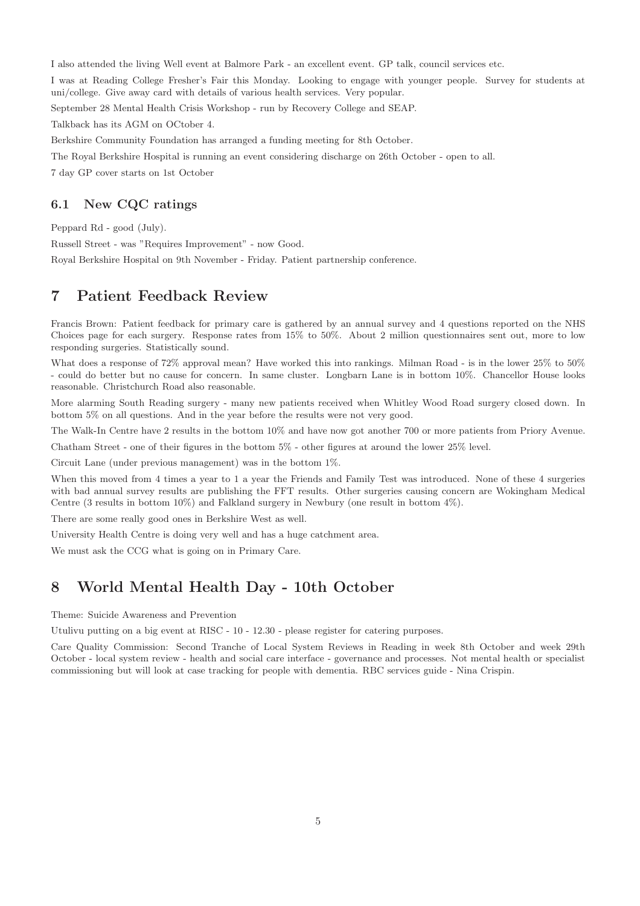I also attended the living Well event at Balmore Park - an excellent event. GP talk, council services etc.

I was at Reading College Fresher's Fair this Monday. Looking to engage with younger people. Survey for students at uni/college. Give away card with details of various health services. Very popular.

September 28 Mental Health Crisis Workshop - run by Recovery College and SEAP.

Talkback has its AGM on OCtober 4.

Berkshire Community Foundation has arranged a funding meeting for 8th October.

The Royal Berkshire Hospital is running an event considering discharge on 26th October - open to all.

7 day GP cover starts on 1st October

### 6.1 New CQC ratings

Peppard Rd - good (July).

Russell Street - was "Requires Improvement" - now Good.

Royal Berkshire Hospital on 9th November - Friday. Patient partnership conference.

## 7 Patient Feedback Review

Francis Brown: Patient feedback for primary care is gathered by an annual survey and 4 questions reported on the NHS Choices page for each surgery. Response rates from 15% to 50%. About 2 million questionnaires sent out, more to low responding surgeries. Statistically sound.

What does a response of 72% approval mean? Have worked this into rankings. Milman Road - is in the lower 25% to 50% - could do better but no cause for concern. In same cluster. Longbarn Lane is in bottom 10%. Chancellor House looks reasonable. Christchurch Road also reasonable.

More alarming South Reading surgery - many new patients received when Whitley Wood Road surgery closed down. In bottom 5% on all questions. And in the year before the results were not very good.

The Walk-In Centre have 2 results in the bottom 10% and have now got another 700 or more patients from Priory Avenue.

Chatham Street - one of their figures in the bottom 5% - other figures at around the lower 25% level.

Circuit Lane (under previous management) was in the bottom 1%.

When this moved from 4 times a year to 1 a year the Friends and Family Test was introduced. None of these 4 surgeries with bad annual survey results are publishing the FFT results. Other surgeries causing concern are Wokingham Medical Centre (3 results in bottom 10%) and Falkland surgery in Newbury (one result in bottom 4%).

There are some really good ones in Berkshire West as well.

University Health Centre is doing very well and has a huge catchment area.

We must ask the CCG what is going on in Primary Care.

## 8 World Mental Health Day - 10th October

Theme: Suicide Awareness and Prevention

Utulivu putting on a big event at RISC - 10 - 12.30 - please register for catering purposes.

Care Quality Commission: Second Tranche of Local System Reviews in Reading in week 8th October and week 29th October - local system review - health and social care interface - governance and processes. Not mental health or specialist commissioning but will look at case tracking for people with dementia. RBC services guide - Nina Crispin.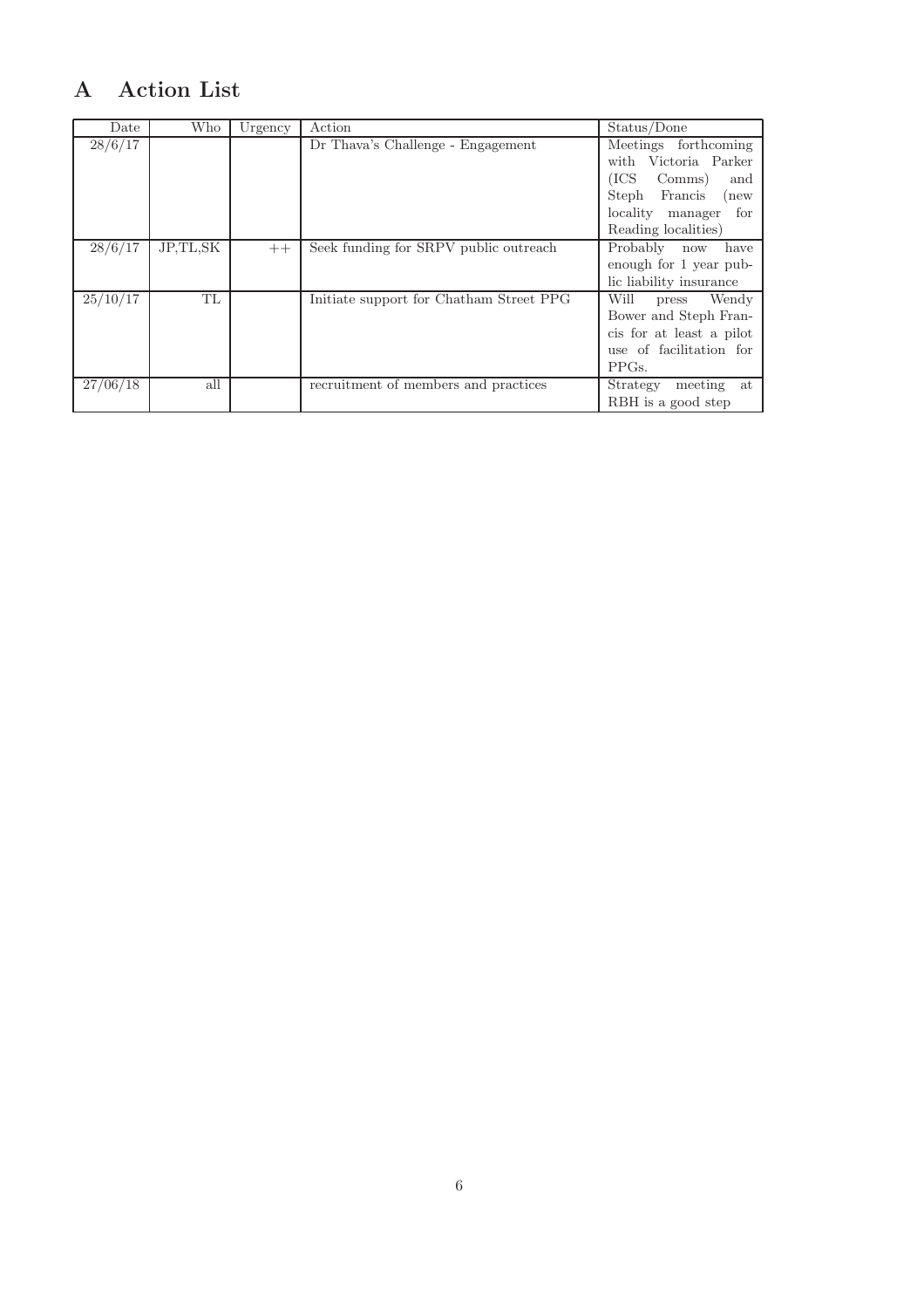## A Action List

| Date | Who | Urgency | Action | Status/Done |
|---|---|---|---|---|
| 28/6/17 | | | Dr Thava's Challenge - Engagement | Meetings forthcoming with Victoria Parker (ICS Comms) and Steph Francis (new locality manager for Reading localities) |
| 28/6/17 | JP,TL,SK | ++ | Seek funding for SRPV public outreach | Probably now have enough for 1 year public liability insurance |
| 25/10/17 | TL | | Initiate support for Chatham Street PPG | Will press Wendy Bower and Steph Francis for at least a pilot use of facilitation for PPGs. |
| 27/06/18 | all | | recruitment of members and practices | Strategy meeting at RBH is a good step |